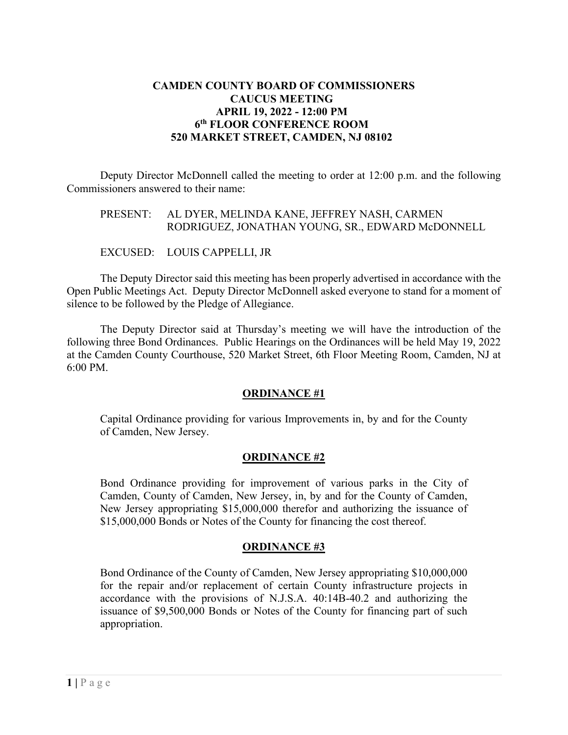# CAMDEN COUNTY BOARD OF COMMISSIONERS
## CAUCUS MEETING
## APRIL 19, 2022 - 12:00 PM
## 6th FLOOR CONFERENCE ROOM
## 520 MARKET STREET, CAMDEN, NJ 08102

Deputy Director McDonnell called the meeting to order at 12:00 p.m. and the following Commissioners answered to their name:

PRESENT: AL DYER, MELINDA KANE, JEFFREY NASH, CARMEN RODRIGUEZ, JONATHAN YOUNG, SR., EDWARD McDONNELL

EXCUSED: LOUIS CAPPELLI, JR

The Deputy Director said this meeting has been properly advertised in accordance with the Open Public Meetings Act. Deputy Director McDonnell asked everyone to stand for a moment of silence to be followed by the Pledge of Allegiance.

The Deputy Director said at Thursday's meeting we will have the introduction of the following three Bond Ordinances. Public Hearings on the Ordinances will be held May 19, 2022 at the Camden County Courthouse, 520 Market Street, 6th Floor Meeting Room, Camden, NJ at 6:00 PM.

**ORDINANCE #1**

Capital Ordinance providing for various Improvements in, by and for the County of Camden, New Jersey.

**ORDINANCE #2**

Bond Ordinance providing for improvement of various parks in the City of Camden, County of Camden, New Jersey, in, by and for the County of Camden, New Jersey appropriating $15,000,000 therefor and authorizing the issuance of $15,000,000 Bonds or Notes of the County for financing the cost thereof.

**ORDINANCE #3**

Bond Ordinance of the County of Camden, New Jersey appropriating $10,000,000 for the repair and/or replacement of certain County infrastructure projects in accordance with the provisions of N.J.S.A. 40:14B-40.2 and authorizing the issuance of $9,500,000 Bonds or Notes of the County for financing part of such appropriation.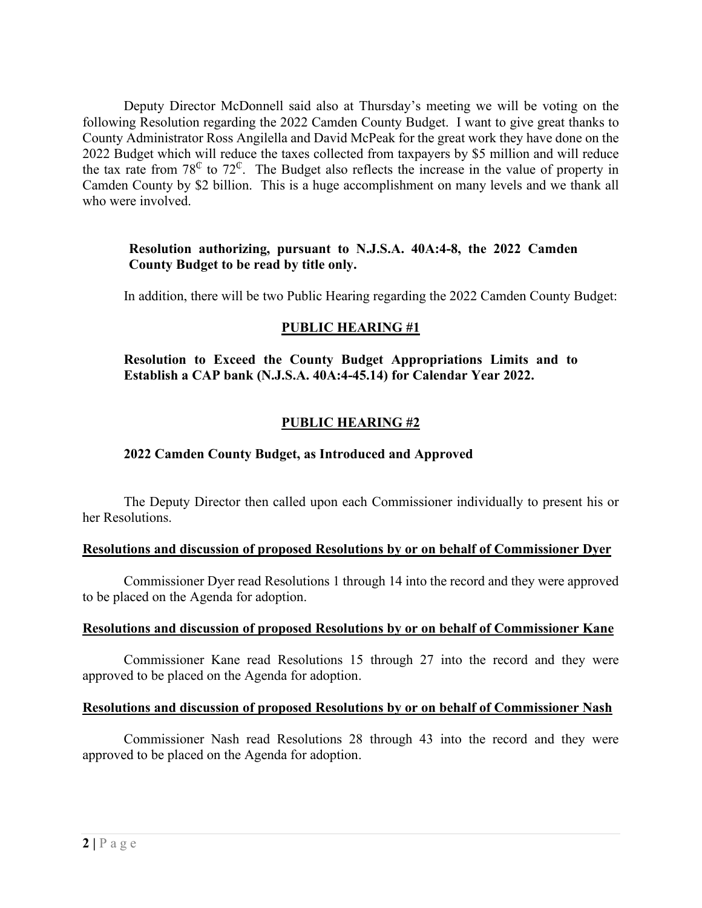Deputy Director McDonnell said also at Thursday's meeting we will be voting on the following Resolution regarding the 2022 Camden County Budget. I want to give great thanks to County Administrator Ross Angilella and David McPeak for the great work they have done on the 2022 Budget which will reduce the taxes collected from taxpayers by $5 million and will reduce the tax rate from 78¢ to 72¢. The Budget also reflects the increase in the value of property in Camden County by $2 billion. This is a huge accomplishment on many levels and we thank all who were involved.

**Resolution authorizing, pursuant to N.J.S.A. 40A:4-8, the 2022 Camden County Budget to be read by title only.**

In addition, there will be two Public Hearing regarding the 2022 Camden County Budget:

**PUBLIC HEARING #1**

**Resolution to Exceed the County Budget Appropriations Limits and to Establish a CAP bank (N.J.S.A. 40A:4-45.14) for Calendar Year 2022.**

**PUBLIC HEARING #2**

**2022 Camden County Budget, as Introduced and Approved**

The Deputy Director then called upon each Commissioner individually to present his or her Resolutions.

**Resolutions and discussion of proposed Resolutions by or on behalf of Commissioner Dyer**

Commissioner Dyer read Resolutions 1 through 14 into the record and they were approved to be placed on the Agenda for adoption.

**Resolutions and discussion of proposed Resolutions by or on behalf of Commissioner Kane**

Commissioner Kane read Resolutions 15 through 27 into the record and they were approved to be placed on the Agenda for adoption.

**Resolutions and discussion of proposed Resolutions by or on behalf of Commissioner Nash**

Commissioner Nash read Resolutions 28 through 43 into the record and they were approved to be placed on the Agenda for adoption.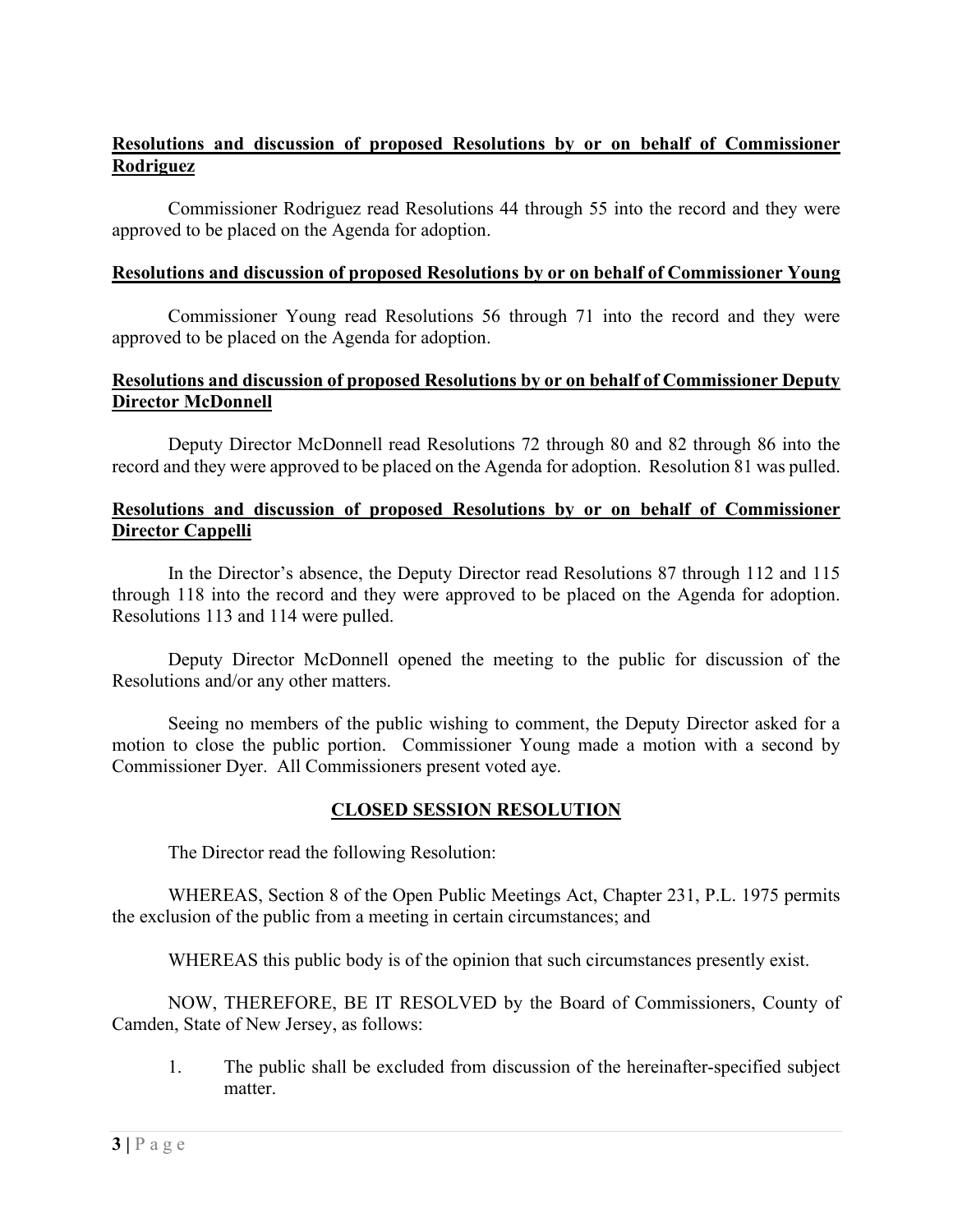**Resolutions and discussion of proposed Resolutions by or on behalf of Commissioner Rodriguez**

Commissioner Rodriguez read Resolutions 44 through 55 into the record and they were approved to be placed on the Agenda for adoption.

**Resolutions and discussion of proposed Resolutions by or on behalf of Commissioner Young**

Commissioner Young read Resolutions 56 through 71 into the record and they were approved to be placed on the Agenda for adoption.

**Resolutions and discussion of proposed Resolutions by or on behalf of Commissioner Deputy Director McDonnell**

Deputy Director McDonnell read Resolutions 72 through 80 and 82 through 86 into the record and they were approved to be placed on the Agenda for adoption. Resolution 81 was pulled.

**Resolutions and discussion of proposed Resolutions by or on behalf of Commissioner Director Cappelli**

In the Director's absence, the Deputy Director read Resolutions 87 through 112 and 115 through 118 into the record and they were approved to be placed on the Agenda for adoption. Resolutions 113 and 114 were pulled.

Deputy Director McDonnell opened the meeting to the public for discussion of the Resolutions and/or any other matters.

Seeing no members of the public wishing to comment, the Deputy Director asked for a motion to close the public portion. Commissioner Young made a motion with a second by Commissioner Dyer. All Commissioners present voted aye.

## CLOSED SESSION RESOLUTION

The Director read the following Resolution:

WHEREAS, Section 8 of the Open Public Meetings Act, Chapter 231, P.L. 1975 permits the exclusion of the public from a meeting in certain circumstances; and

WHEREAS this public body is of the opinion that such circumstances presently exist.

NOW, THEREFORE, BE IT RESOLVED by the Board of Commissioners, County of Camden, State of New Jersey, as follows:

1. The public shall be excluded from discussion of the hereinafter-specified subject matter.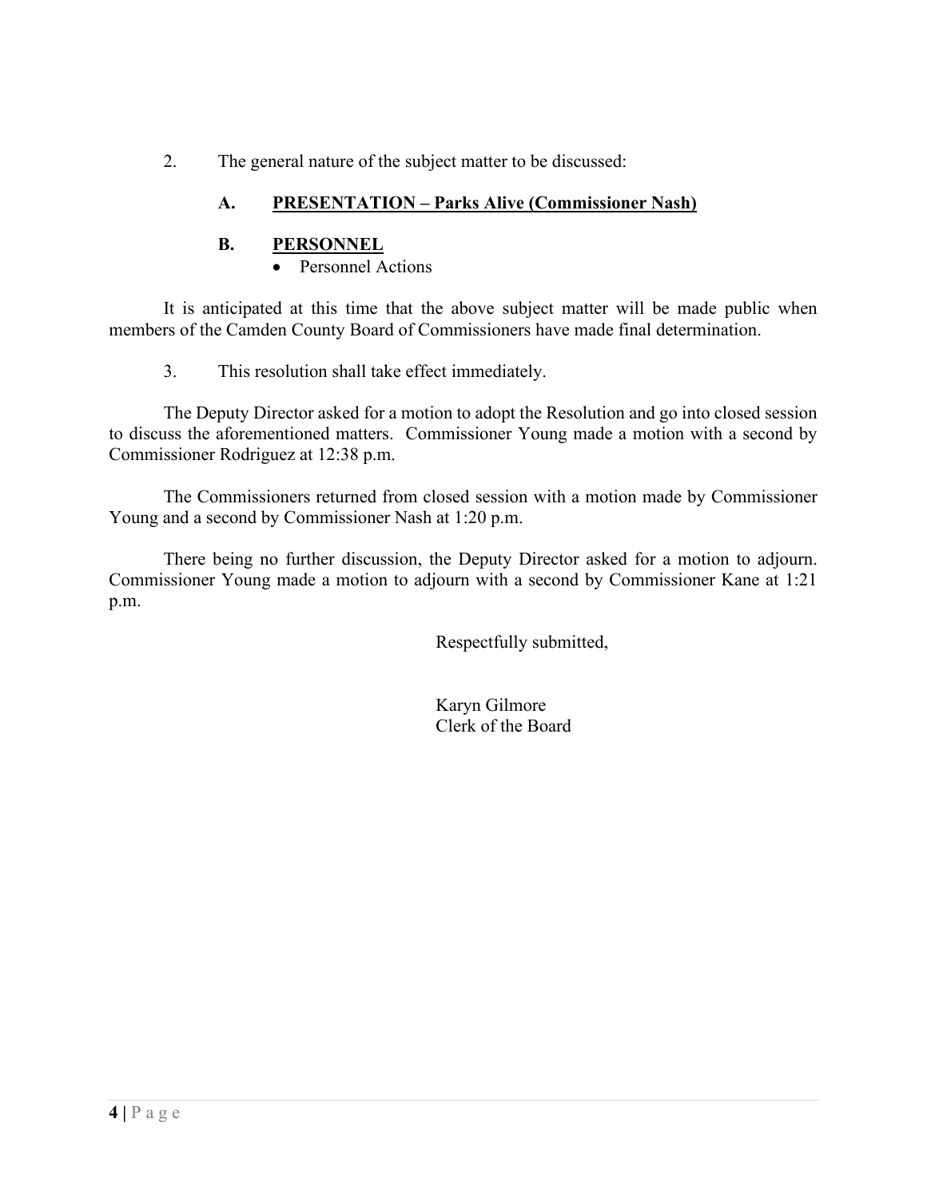2. The general nature of the subject matter to be discussed:

   **A. <u>PRESENTATION – Parks Alive (Commissioner Nash)</u>**

   **B. <u>PERSONNEL</u>**
   - Personnel Actions

It is anticipated at this time that the above subject matter will be made public when members of the Camden County Board of Commissioners have made final determination.

3. This resolution shall take effect immediately.

The Deputy Director asked for a motion to adopt the Resolution and go into closed session to discuss the aforementioned matters. Commissioner Young made a motion with a second by Commissioner Rodriguez at 12:38 p.m.

The Commissioners returned from closed session with a motion made by Commissioner Young and a second by Commissioner Nash at 1:20 p.m.

There being no further discussion, the Deputy Director asked for a motion to adjourn. Commissioner Young made a motion to adjourn with a second by Commissioner Kane at 1:21 p.m.

Respectfully submitted,

Karyn Gilmore
Clerk of the Board